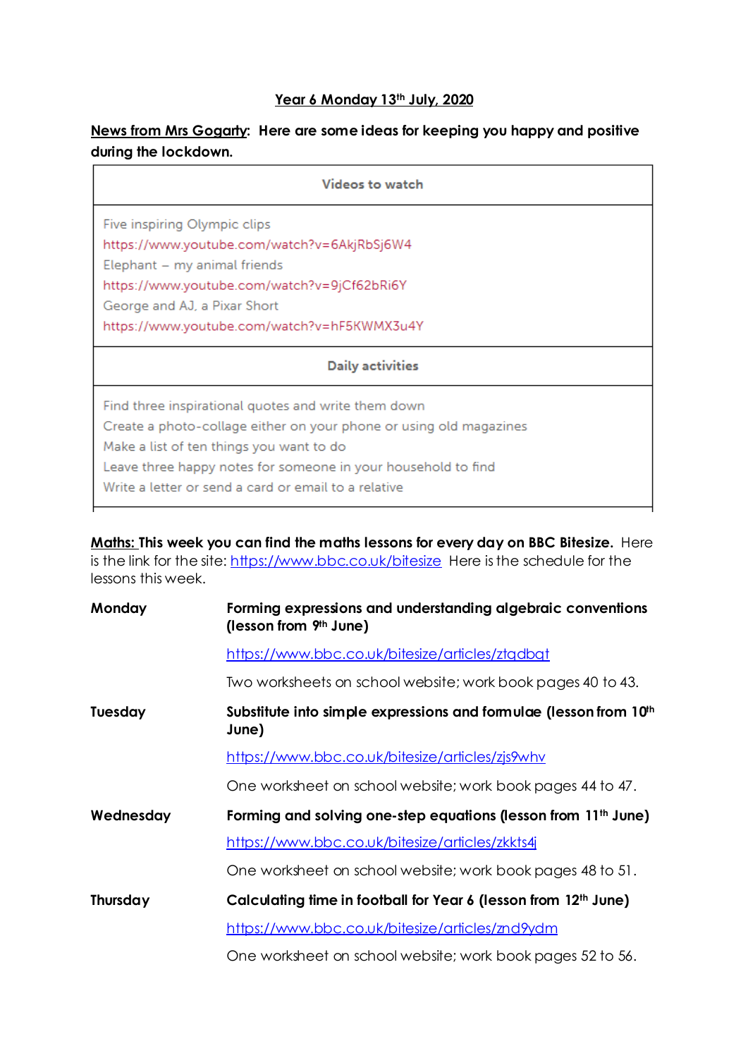**Year 6 Monday 13th July, 2020**

**News from Mrs Gogarty: Here are some ideas for keeping you happy and positive during the lockdown.**

| Videos to watch |
| --- |
| Five inspiring Olympic clips<br>https://www.youtube.com/watch?v=6AkjRbSj6W4<br>Elephant – my animal friends<br>https://www.youtube.com/watch?v=9jCf62bRi6Y<br>George and AJ, a Pixar Short<br>https://www.youtube.com/watch?v=hF5KWMX3u4Y |
| **Daily activities** |
| Find three inspirational quotes and write them down<br>Create a photo-collage either on your phone or using old magazines<br>Make a list of ten things you want to do<br>Leave three happy notes for someone in your household to find<br>Write a letter or send a card or email to a relative |

**Maths: This week you can find the maths lessons for every day on BBC Bitesize.** Here is the link for the site: https://www.bbc.co.uk/bitesize Here is the schedule for the lessons this week.

**Monday** — **Forming expressions and understanding algebraic conventions (lesson from 9th June)**

https://www.bbc.co.uk/bitesize/articles/ztqdbqt

Two worksheets on school website; work book pages 40 to 43.

**Tuesday** — **Substitute into simple expressions and formulae (lesson from 10th June)**

https://www.bbc.co.uk/bitesize/articles/zjs9whv

One worksheet on school website; work book pages 44 to 47.

**Wednesday** — **Forming and solving one-step equations (lesson from 11th June)**

https://www.bbc.co.uk/bitesize/articles/zkkts4j

One worksheet on school website; work book pages 48 to 51.

**Thursday** — **Calculating time in football for Year 6 (lesson from 12th June)**

https://www.bbc.co.uk/bitesize/articles/znd9ydm

One worksheet on school website; work book pages 52 to 56.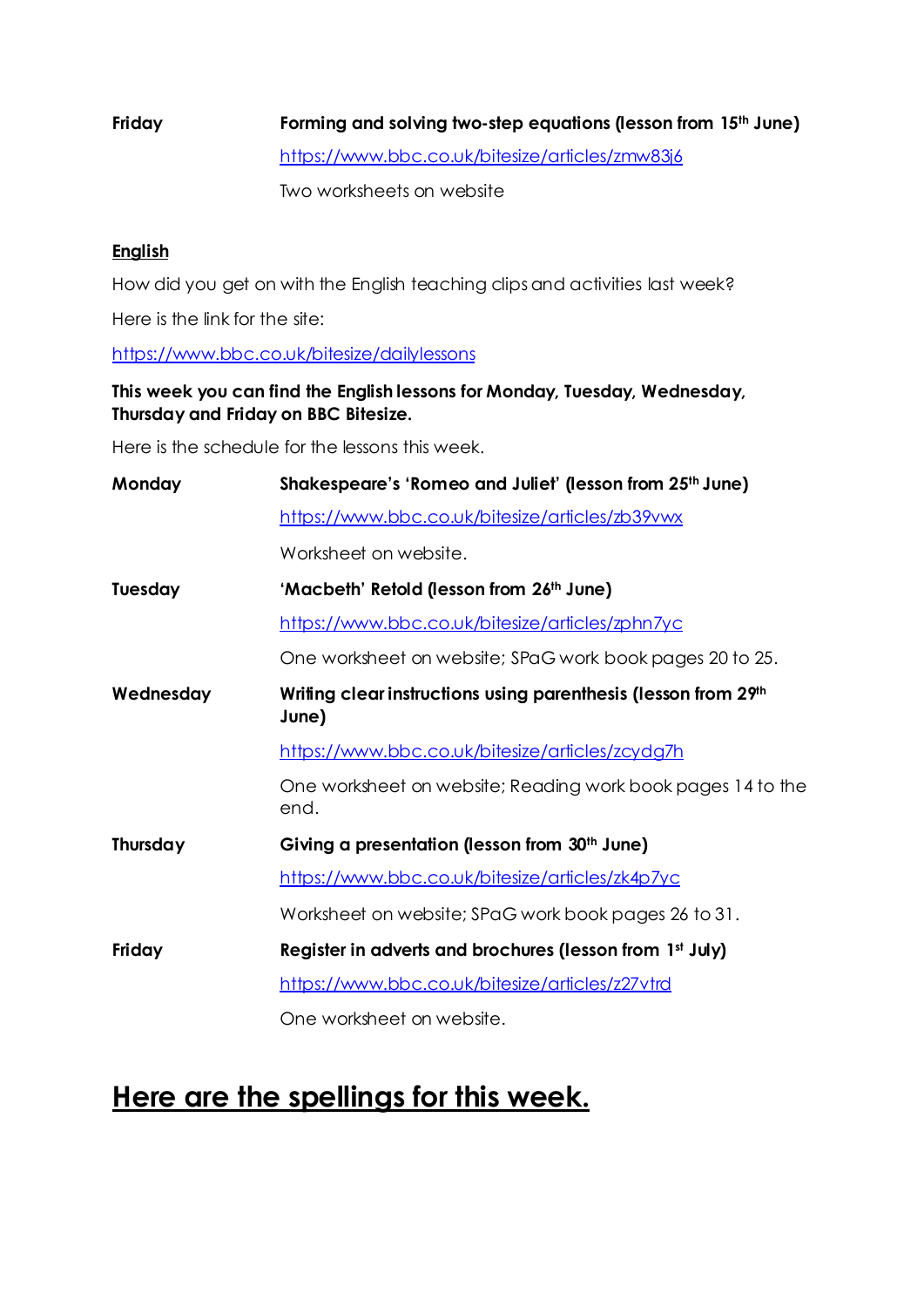**Friday** **Forming and solving two-step equations (lesson from 15th June)**

https://www.bbc.co.uk/bitesize/articles/zmw83j6

Two worksheets on website

**English**

How did you get on with the English teaching clips and activities last week?

Here is the link for the site:

https://www.bbc.co.uk/bitesize/dailylessons

**This week you can find the English lessons for Monday, Tuesday, Wednesday, Thursday and Friday on BBC Bitesize.**

Here is the schedule for the lessons this week.

**Monday** **Shakespeare's 'Romeo and Juliet' (lesson from 25th June)**

https://www.bbc.co.uk/bitesize/articles/zb39vwx

Worksheet on website.

**Tuesday** **'Macbeth' Retold (lesson from 26th June)**

https://www.bbc.co.uk/bitesize/articles/zphn7yc

One worksheet on website; SPaG work book pages 20 to 25.

**Wednesday** **Writing clear instructions using parenthesis (lesson from 29th June)**

https://www.bbc.co.uk/bitesize/articles/zcydg7h

One worksheet on website; Reading work book pages 14 to the end.

**Thursday** **Giving a presentation (lesson from 30th June)**

https://www.bbc.co.uk/bitesize/articles/zk4p7yc

Worksheet on website; SPaG work book pages 26 to 31.

**Friday** **Register in adverts and brochures (lesson from 1st July)**

https://www.bbc.co.uk/bitesize/articles/z27vtrd

One worksheet on website.

## Here are the spellings for this week.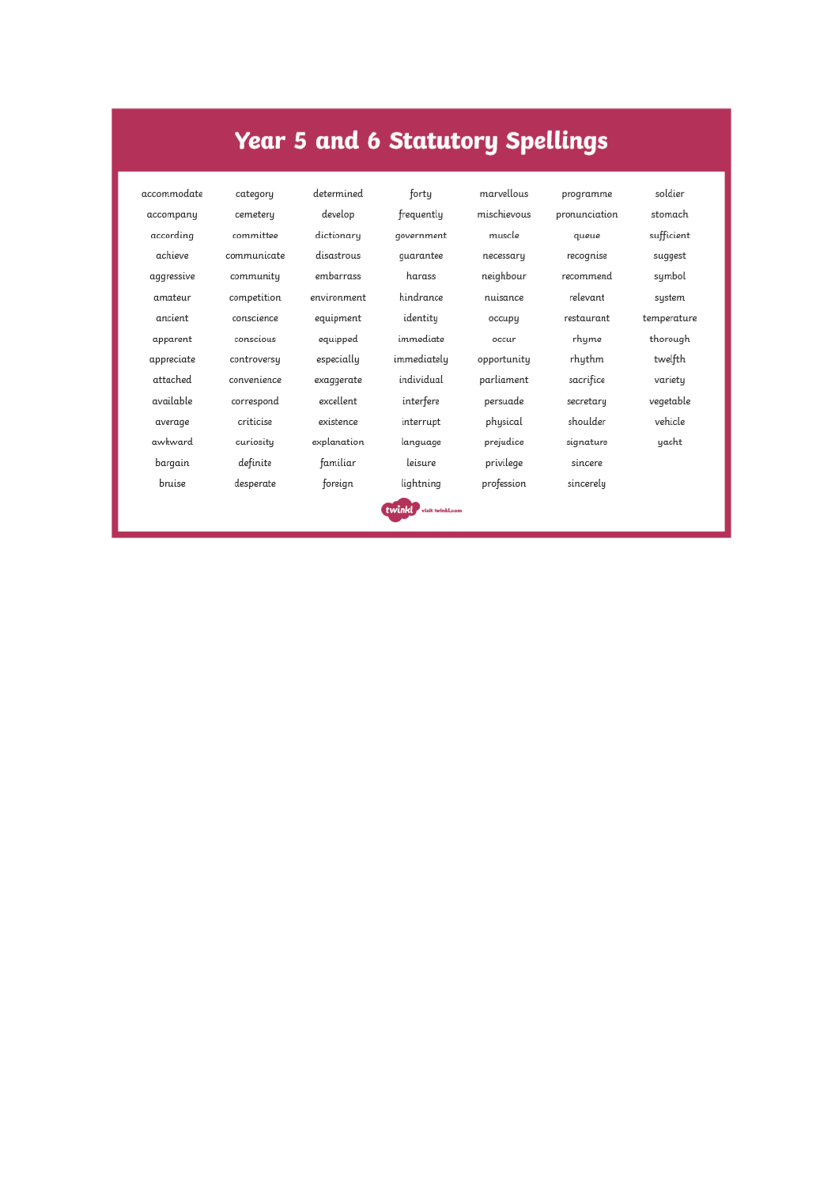# Year 5 and 6 Statutory Spellings

| | | | | | | |
|---|---|---|---|---|---|---|
| accommodate | category | determined | forty | marvellous | programme | soldier |
| accompany | cemetery | develop | frequently | mischievous | pronunciation | stomach |
| according | committee | dictionary | government | muscle | queue | sufficient |
| achieve | communicate | disastrous | guarantee | necessary | recognise | suggest |
| aggressive | community | embarrass | harass | neighbour | recommend | symbol |
| amateur | competition | environment | hindrance | nuisance | relevant | system |
| ancient | conscience | equipment | identity | occupy | restaurant | temperature |
| apparent | conscious | equipped | immediate | occur | rhyme | thorough |
| appreciate | controversy | especially | immediately | opportunity | rhythm | twelfth |
| attached | convenience | exaggerate | individual | parliament | sacrifice | variety |
| available | correspond | excellent | interfere | persuade | secretary | vegetable |
| average | criticise | existence | interrupt | physical | shoulder | vehicle |
| awkward | curiosity | explanation | language | prejudice | signature | yacht |
| bargain | definite | familiar | leisure | privilege | sincere | |
| bruise | desperate | foreign | lightning | profession | sincerely | |

twinkl visit twinkl.com